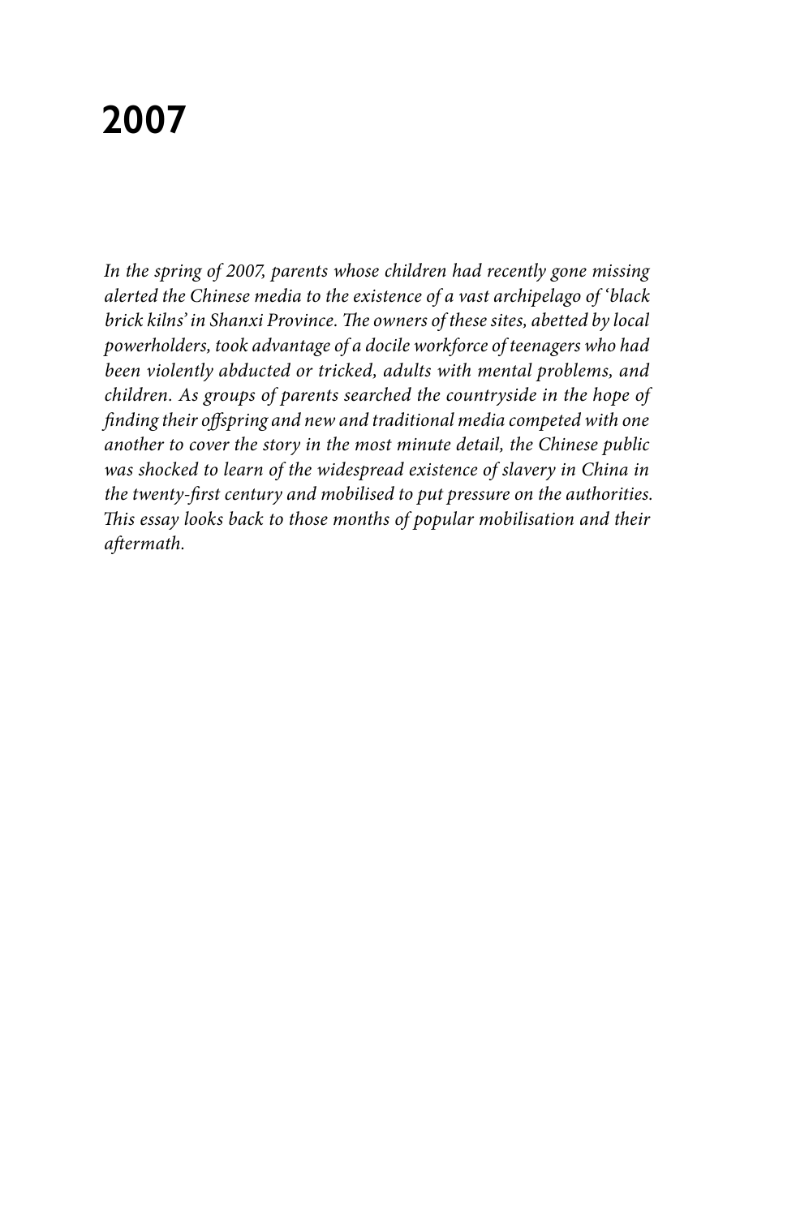# 2007

*In the spring of 2007, parents whose children had recently gone missing alerted the Chinese media to the existence of a vast archipelago of 'black brick kilns' in Shanxi Province. The owners of these sites, abetted by local powerholders, took advantage of a docile workforce of teenagers who had been violently abducted or tricked, adults with mental problems, and children. As groups of parents searched the countryside in the hope of finding their offspring and new and traditional media competed with one another to cover the story in the most minute detail, the Chinese public was shocked to learn of the widespread existence of slavery in China in the twenty-first century and mobilised to put pressure on the authorities. This essay looks back to those months of popular mobilisation and their aftermath.*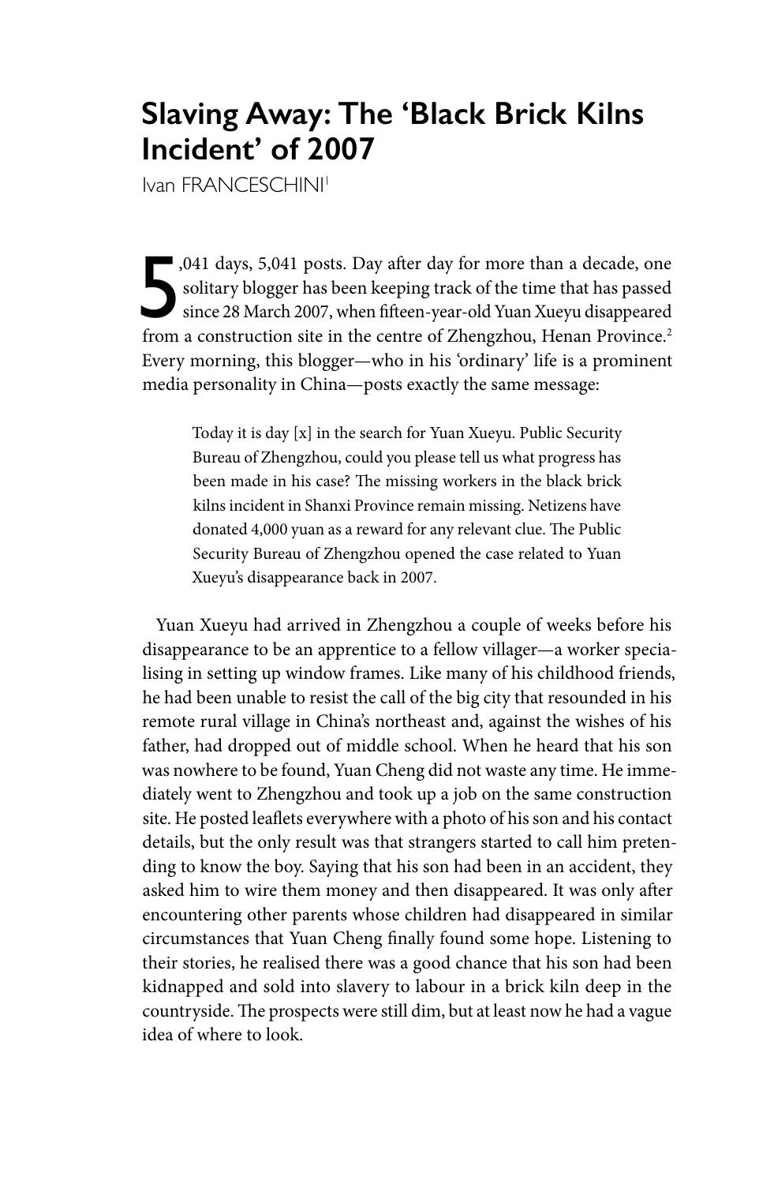# Slaving Away: The 'Black Brick Kilns Incident' of 2007

Ivan FRANCESCHINI[1]

5,041 days, 5,041 posts. Day after day for more than a decade, one solitary blogger has been keeping track of the time that has passed since 28 March 2007, when fifteen-year-old Yuan Xueyu disappeared from a construction site in the centre of Zhengzhou, Henan Province.[2] Every morning, this blogger—who in his 'ordinary' life is a prominent media personality in China—posts exactly the same message:

> Today it is day [x] in the search for Yuan Xueyu. Public Security Bureau of Zhengzhou, could you please tell us what progress has been made in his case? The missing workers in the black brick kilns incident in Shanxi Province remain missing. Netizens have donated 4,000 yuan as a reward for any relevant clue. The Public Security Bureau of Zhengzhou opened the case related to Yuan Xueyu's disappearance back in 2007.

Yuan Xueyu had arrived in Zhengzhou a couple of weeks before his disappearance to be an apprentice to a fellow villager—a worker specialising in setting up window frames. Like many of his childhood friends, he had been unable to resist the call of the big city that resounded in his remote rural village in China's northeast and, against the wishes of his father, had dropped out of middle school. When he heard that his son was nowhere to be found, Yuan Cheng did not waste any time. He immediately went to Zhengzhou and took up a job on the same construction site. He posted leaflets everywhere with a photo of his son and his contact details, but the only result was that strangers started to call him pretending to know the boy. Saying that his son had been in an accident, they asked him to wire them money and then disappeared. It was only after encountering other parents whose children had disappeared in similar circumstances that Yuan Cheng finally found some hope. Listening to their stories, he realised there was a good chance that his son had been kidnapped and sold into slavery to labour in a brick kiln deep in the countryside. The prospects were still dim, but at least now he had a vague idea of where to look.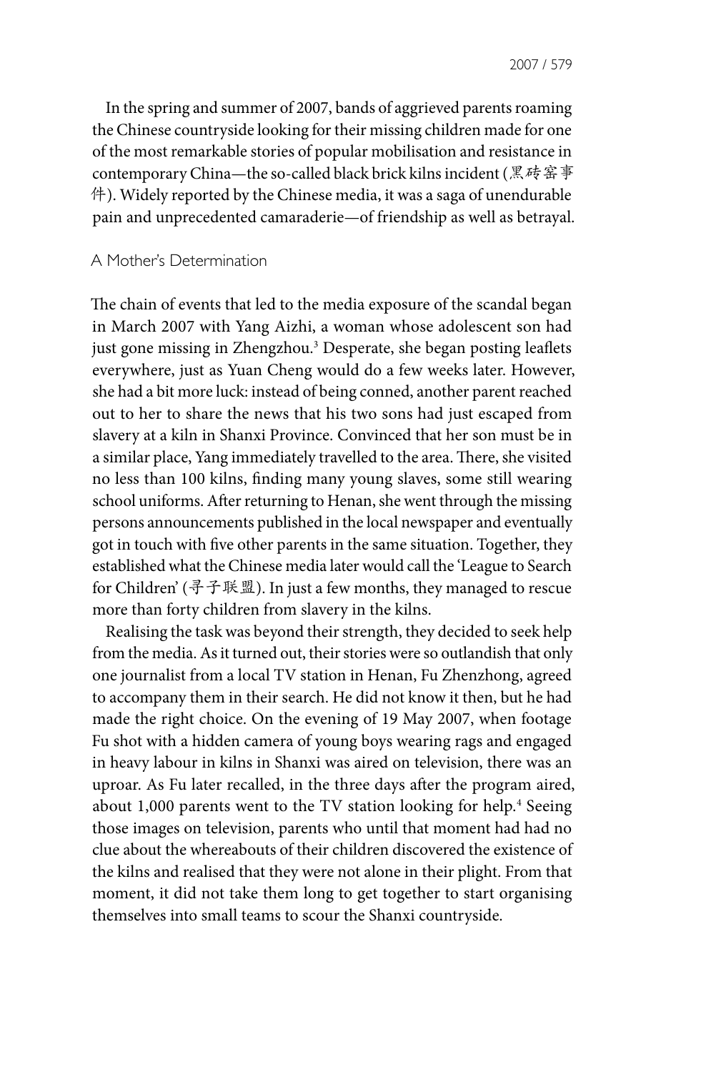In the spring and summer of 2007, bands of aggrieved parents roaming the Chinese countryside looking for their missing children made for one of the most remarkable stories of popular mobilisation and resistance in contemporary China—the so-called black brick kilns incident (黑砖窑事件). Widely reported by the Chinese media, it was a saga of unendurable pain and unprecedented camaraderie—of friendship as well as betrayal.

## A Mother's Determination

The chain of events that led to the media exposure of the scandal began in March 2007 with Yang Aizhi, a woman whose adolescent son had just gone missing in Zhengzhou.[3] Desperate, she began posting leaflets everywhere, just as Yuan Cheng would do a few weeks later. However, she had a bit more luck: instead of being conned, another parent reached out to her to share the news that his two sons had just escaped from slavery at a kiln in Shanxi Province. Convinced that her son must be in a similar place, Yang immediately travelled to the area. There, she visited no less than 100 kilns, finding many young slaves, some still wearing school uniforms. After returning to Henan, she went through the missing persons announcements published in the local newspaper and eventually got in touch with five other parents in the same situation. Together, they established what the Chinese media later would call the 'League to Search for Children' (寻子联盟). In just a few months, they managed to rescue more than forty children from slavery in the kilns.

Realising the task was beyond their strength, they decided to seek help from the media. As it turned out, their stories were so outlandish that only one journalist from a local TV station in Henan, Fu Zhenzhong, agreed to accompany them in their search. He did not know it then, but he had made the right choice. On the evening of 19 May 2007, when footage Fu shot with a hidden camera of young boys wearing rags and engaged in heavy labour in kilns in Shanxi was aired on television, there was an uproar. As Fu later recalled, in the three days after the program aired, about 1,000 parents went to the TV station looking for help.[4] Seeing those images on television, parents who until that moment had had no clue about the whereabouts of their children discovered the existence of the kilns and realised that they were not alone in their plight. From that moment, it did not take them long to get together to start organising themselves into small teams to scour the Shanxi countryside.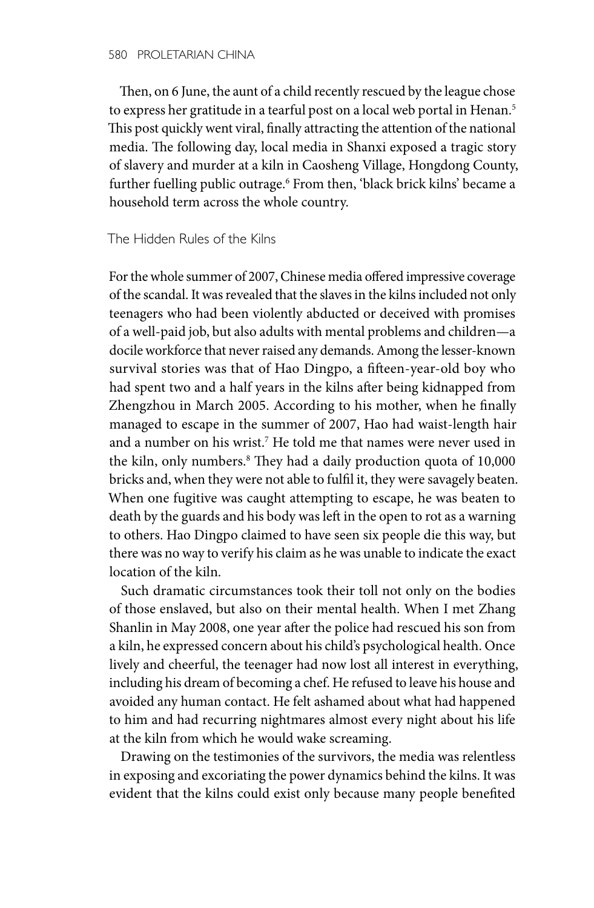Then, on 6 June, the aunt of a child recently rescued by the league chose to express her gratitude in a tearful post on a local web portal in Henan.[5] This post quickly went viral, finally attracting the attention of the national media. The following day, local media in Shanxi exposed a tragic story of slavery and murder at a kiln in Caosheng Village, Hongdong County, further fuelling public outrage.[6] From then, 'black brick kilns' became a household term across the whole country.

## The Hidden Rules of the Kilns

For the whole summer of 2007, Chinese media offered impressive coverage of the scandal. It was revealed that the slaves in the kilns included not only teenagers who had been violently abducted or deceived with promises of a well-paid job, but also adults with mental problems and children—a docile workforce that never raised any demands. Among the lesser-known survival stories was that of Hao Dingpo, a fifteen-year-old boy who had spent two and a half years in the kilns after being kidnapped from Zhengzhou in March 2005. According to his mother, when he finally managed to escape in the summer of 2007, Hao had waist-length hair and a number on his wrist.[7] He told me that names were never used in the kiln, only numbers.[8] They had a daily production quota of 10,000 bricks and, when they were not able to fulfil it, they were savagely beaten. When one fugitive was caught attempting to escape, he was beaten to death by the guards and his body was left in the open to rot as a warning to others. Hao Dingpo claimed to have seen six people die this way, but there was no way to verify his claim as he was unable to indicate the exact location of the kiln.

Such dramatic circumstances took their toll not only on the bodies of those enslaved, but also on their mental health. When I met Zhang Shanlin in May 2008, one year after the police had rescued his son from a kiln, he expressed concern about his child's psychological health. Once lively and cheerful, the teenager had now lost all interest in everything, including his dream of becoming a chef. He refused to leave his house and avoided any human contact. He felt ashamed about what had happened to him and had recurring nightmares almost every night about his life at the kiln from which he would wake screaming.

Drawing on the testimonies of the survivors, the media was relentless in exposing and excoriating the power dynamics behind the kilns. It was evident that the kilns could exist only because many people benefited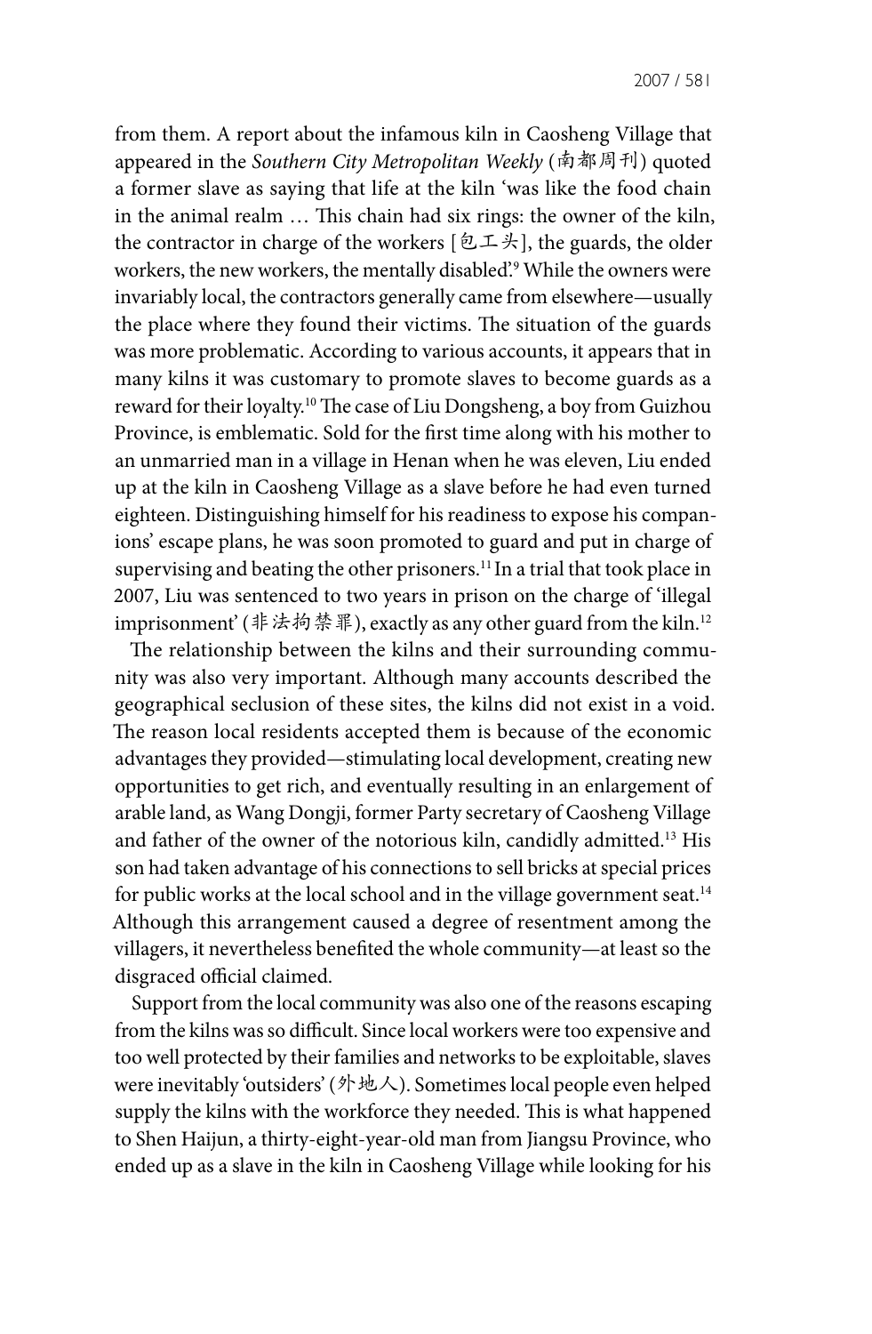from them. A report about the infamous kiln in Caosheng Village that appeared in the *Southern City Metropolitan Weekly* (南都周刊) quoted a former slave as saying that life at the kiln 'was like the food chain in the animal realm … This chain had six rings: the owner of the kiln, the contractor in charge of the workers [包工头], the guards, the older workers, the new workers, the mentally disabled'.[9] While the owners were invariably local, the contractors generally came from elsewhere—usually the place where they found their victims. The situation of the guards was more problematic. According to various accounts, it appears that in many kilns it was customary to promote slaves to become guards as a reward for their loyalty.[10] The case of Liu Dongsheng, a boy from Guizhou Province, is emblematic. Sold for the first time along with his mother to an unmarried man in a village in Henan when he was eleven, Liu ended up at the kiln in Caosheng Village as a slave before he had even turned eighteen. Distinguishing himself for his readiness to expose his companions' escape plans, he was soon promoted to guard and put in charge of supervising and beating the other prisoners.[11] In a trial that took place in 2007, Liu was sentenced to two years in prison on the charge of 'illegal imprisonment' (非法拘禁罪), exactly as any other guard from the kiln.[12]

The relationship between the kilns and their surrounding community was also very important. Although many accounts described the geographical seclusion of these sites, the kilns did not exist in a void. The reason local residents accepted them is because of the economic advantages they provided—stimulating local development, creating new opportunities to get rich, and eventually resulting in an enlargement of arable land, as Wang Dongji, former Party secretary of Caosheng Village and father of the owner of the notorious kiln, candidly admitted.[13] His son had taken advantage of his connections to sell bricks at special prices for public works at the local school and in the village government seat.[14] Although this arrangement caused a degree of resentment among the villagers, it nevertheless benefited the whole community—at least so the disgraced official claimed.

Support from the local community was also one of the reasons escaping from the kilns was so difficult. Since local workers were too expensive and too well protected by their families and networks to be exploitable, slaves were inevitably 'outsiders' (外地人). Sometimes local people even helped supply the kilns with the workforce they needed. This is what happened to Shen Haijun, a thirty-eight-year-old man from Jiangsu Province, who ended up as a slave in the kiln in Caosheng Village while looking for his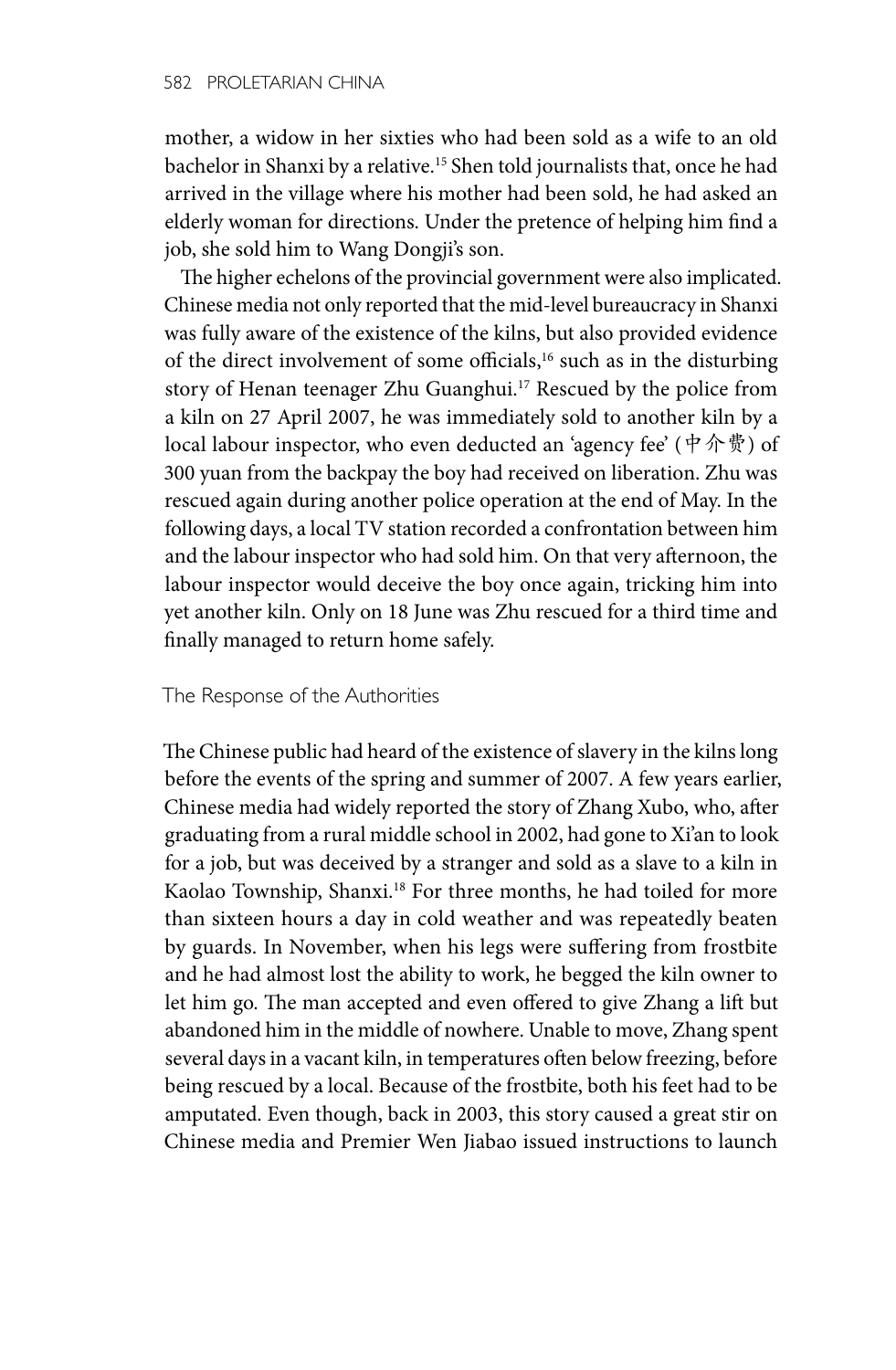mother, a widow in her sixties who had been sold as a wife to an old bachelor in Shanxi by a relative.[15] Shen told journalists that, once he had arrived in the village where his mother had been sold, he had asked an elderly woman for directions. Under the pretence of helping him find a job, she sold him to Wang Dongji's son.

The higher echelons of the provincial government were also implicated. Chinese media not only reported that the mid-level bureaucracy in Shanxi was fully aware of the existence of the kilns, but also provided evidence of the direct involvement of some officials,[16] such as in the disturbing story of Henan teenager Zhu Guanghui.[17] Rescued by the police from a kiln on 27 April 2007, he was immediately sold to another kiln by a local labour inspector, who even deducted an 'agency fee' (中介费) of 300 yuan from the backpay the boy had received on liberation. Zhu was rescued again during another police operation at the end of May. In the following days, a local TV station recorded a confrontation between him and the labour inspector who had sold him. On that very afternoon, the labour inspector would deceive the boy once again, tricking him into yet another kiln. Only on 18 June was Zhu rescued for a third time and finally managed to return home safely.

## The Response of the Authorities

The Chinese public had heard of the existence of slavery in the kilns long before the events of the spring and summer of 2007. A few years earlier, Chinese media had widely reported the story of Zhang Xubo, who, after graduating from a rural middle school in 2002, had gone to Xi'an to look for a job, but was deceived by a stranger and sold as a slave to a kiln in Kaolao Township, Shanxi.[18] For three months, he had toiled for more than sixteen hours a day in cold weather and was repeatedly beaten by guards. In November, when his legs were suffering from frostbite and he had almost lost the ability to work, he begged the kiln owner to let him go. The man accepted and even offered to give Zhang a lift but abandoned him in the middle of nowhere. Unable to move, Zhang spent several days in a vacant kiln, in temperatures often below freezing, before being rescued by a local. Because of the frostbite, both his feet had to be amputated. Even though, back in 2003, this story caused a great stir on Chinese media and Premier Wen Jiabao issued instructions to launch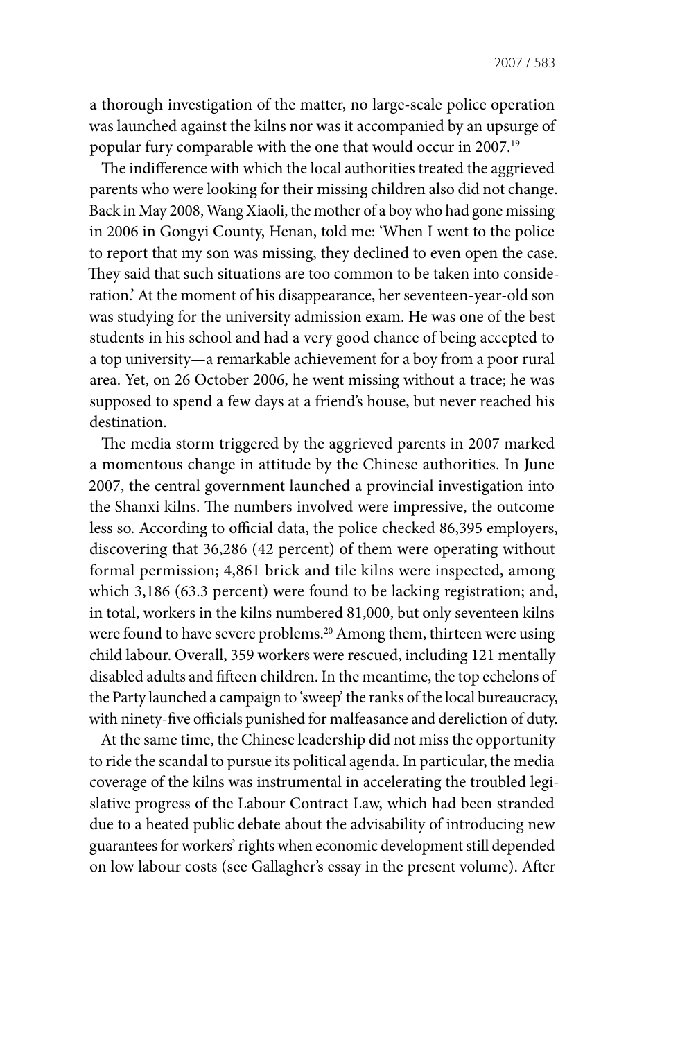a thorough investigation of the matter, no large-scale police operation was launched against the kilns nor was it accompanied by an upsurge of popular fury comparable with the one that would occur in 2007.[19]

The indifference with which the local authorities treated the aggrieved parents who were looking for their missing children also did not change. Back in May 2008, Wang Xiaoli, the mother of a boy who had gone missing in 2006 in Gongyi County, Henan, told me: 'When I went to the police to report that my son was missing, they declined to even open the case. They said that such situations are too common to be taken into consideration.' At the moment of his disappearance, her seventeen-year-old son was studying for the university admission exam. He was one of the best students in his school and had a very good chance of being accepted to a top university—a remarkable achievement for a boy from a poor rural area. Yet, on 26 October 2006, he went missing without a trace; he was supposed to spend a few days at a friend's house, but never reached his destination.

The media storm triggered by the aggrieved parents in 2007 marked a momentous change in attitude by the Chinese authorities. In June 2007, the central government launched a provincial investigation into the Shanxi kilns. The numbers involved were impressive, the outcome less so. According to official data, the police checked 86,395 employers, discovering that 36,286 (42 percent) of them were operating without formal permission; 4,861 brick and tile kilns were inspected, among which 3,186 (63.3 percent) were found to be lacking registration; and, in total, workers in the kilns numbered 81,000, but only seventeen kilns were found to have severe problems.[20] Among them, thirteen were using child labour. Overall, 359 workers were rescued, including 121 mentally disabled adults and fifteen children. In the meantime, the top echelons of the Party launched a campaign to 'sweep' the ranks of the local bureaucracy, with ninety-five officials punished for malfeasance and dereliction of duty.

At the same time, the Chinese leadership did not miss the opportunity to ride the scandal to pursue its political agenda. In particular, the media coverage of the kilns was instrumental in accelerating the troubled legislative progress of the Labour Contract Law, which had been stranded due to a heated public debate about the advisability of introducing new guarantees for workers' rights when economic development still depended on low labour costs (see Gallagher's essay in the present volume). After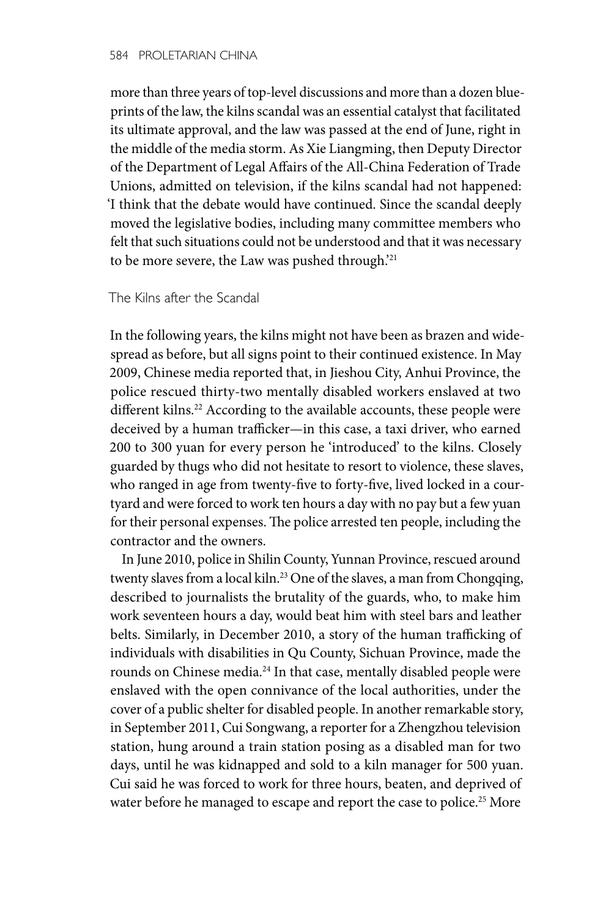more than three years of top-level discussions and more than a dozen blueprints of the law, the kilns scandal was an essential catalyst that facilitated its ultimate approval, and the law was passed at the end of June, right in the middle of the media storm. As Xie Liangming, then Deputy Director of the Department of Legal Affairs of the All-China Federation of Trade Unions, admitted on television, if the kilns scandal had not happened: 'I think that the debate would have continued. Since the scandal deeply moved the legislative bodies, including many committee members who felt that such situations could not be understood and that it was necessary to be more severe, the Law was pushed through.'[21]

### The Kilns after the Scandal

In the following years, the kilns might not have been as brazen and widespread as before, but all signs point to their continued existence. In May 2009, Chinese media reported that, in Jieshou City, Anhui Province, the police rescued thirty-two mentally disabled workers enslaved at two different kilns.[22] According to the available accounts, these people were deceived by a human trafficker—in this case, a taxi driver, who earned 200 to 300 yuan for every person he 'introduced' to the kilns. Closely guarded by thugs who did not hesitate to resort to violence, these slaves, who ranged in age from twenty-five to forty-five, lived locked in a courtyard and were forced to work ten hours a day with no pay but a few yuan for their personal expenses. The police arrested ten people, including the contractor and the owners.

In June 2010, police in Shilin County, Yunnan Province, rescued around twenty slaves from a local kiln.[23] One of the slaves, a man from Chongqing, described to journalists the brutality of the guards, who, to make him work seventeen hours a day, would beat him with steel bars and leather belts. Similarly, in December 2010, a story of the human trafficking of individuals with disabilities in Qu County, Sichuan Province, made the rounds on Chinese media.[24] In that case, mentally disabled people were enslaved with the open connivance of the local authorities, under the cover of a public shelter for disabled people. In another remarkable story, in September 2011, Cui Songwang, a reporter for a Zhengzhou television station, hung around a train station posing as a disabled man for two days, until he was kidnapped and sold to a kiln manager for 500 yuan. Cui said he was forced to work for three hours, beaten, and deprived of water before he managed to escape and report the case to police.[25] More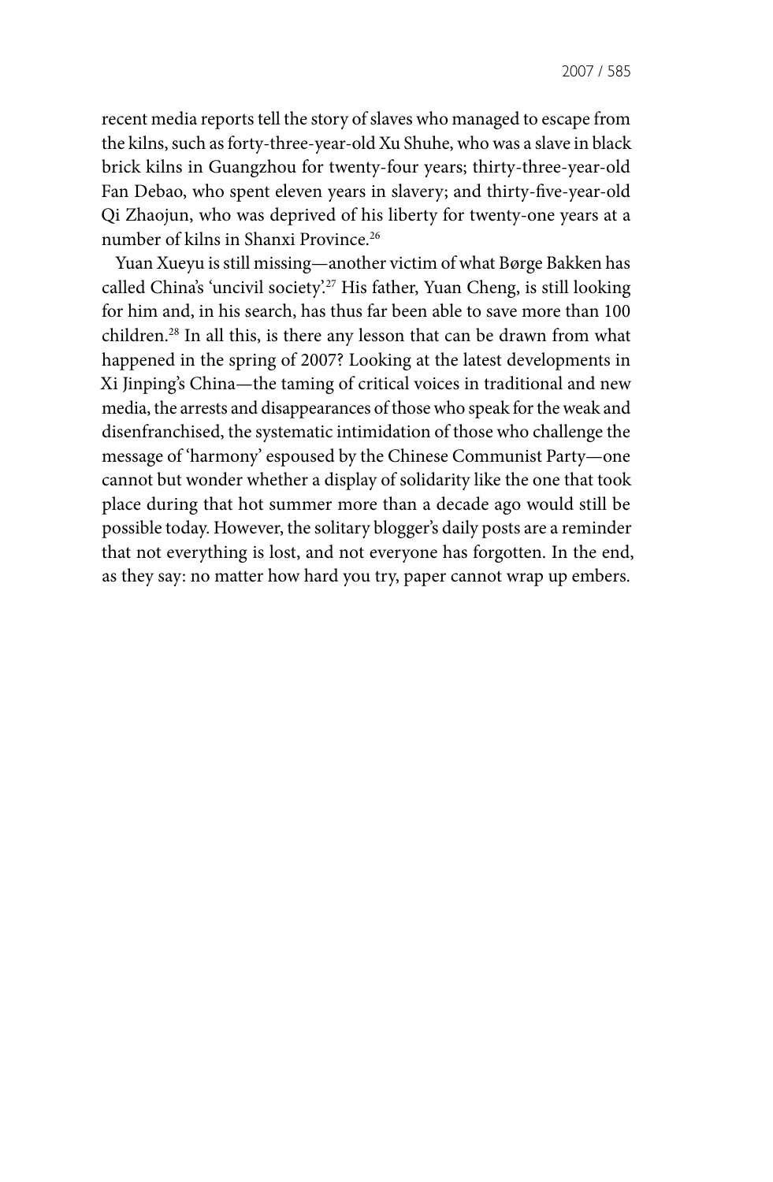recent media reports tell the story of slaves who managed to escape from the kilns, such as forty-three-year-old Xu Shuhe, who was a slave in black brick kilns in Guangzhou for twenty-four years; thirty-three-year-old Fan Debao, who spent eleven years in slavery; and thirty-five-year-old Qi Zhaojun, who was deprived of his liberty for twenty-one years at a number of kilns in Shanxi Province.[26]

Yuan Xueyu is still missing—another victim of what Børge Bakken has called China's 'uncivil society'.[27] His father, Yuan Cheng, is still looking for him and, in his search, has thus far been able to save more than 100 children.[28] In all this, is there any lesson that can be drawn from what happened in the spring of 2007? Looking at the latest developments in Xi Jinping's China—the taming of critical voices in traditional and new media, the arrests and disappearances of those who speak for the weak and disenfranchised, the systematic intimidation of those who challenge the message of 'harmony' espoused by the Chinese Communist Party—one cannot but wonder whether a display of solidarity like the one that took place during that hot summer more than a decade ago would still be possible today. However, the solitary blogger's daily posts are a reminder that not everything is lost, and not everyone has forgotten. In the end, as they say: no matter how hard you try, paper cannot wrap up embers.